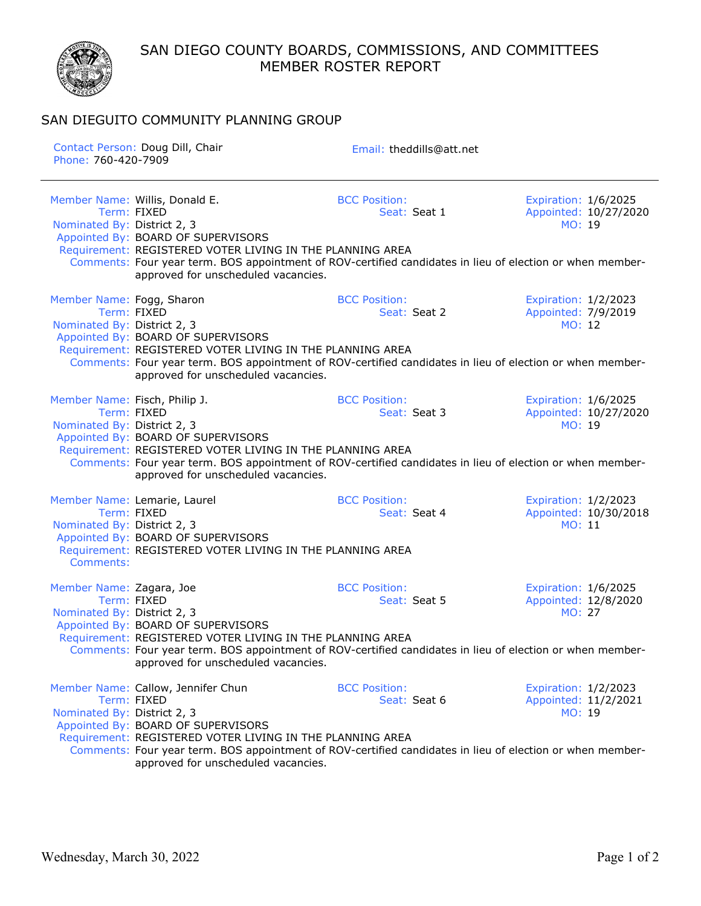# SAN DIEGO COUNTY BOARDS, COMMISSIONS, AND COMMITTEES
## MEMBER ROSTER REPORT

## SAN DIEGUITO COMMUNITY PLANNING GROUP

Contact Person: Doug Dill, Chair
Phone: 760-420-7909
Email: theddills@att.net

---

**Member Name:** Willis, Donald E.
**Term:** FIXED
**Nominated By:** District 2, 3
**Appointed By:** BOARD OF SUPERVISORS
**Requirement:** REGISTERED VOTER LIVING IN THE PLANNING AREA
**Comments:** Four year term. BOS appointment of ROV-certified candidates in lieu of election or when member-approved for unscheduled vacancies.
**BCC Position:**
**Seat:** Seat 1
**Expiration:** 1/6/2025
**Appointed:** 10/27/2020
**MO:** 19

**Member Name:** Fogg, Sharon
**Term:** FIXED
**Nominated By:** District 2, 3
**Appointed By:** BOARD OF SUPERVISORS
**Requirement:** REGISTERED VOTER LIVING IN THE PLANNING AREA
**Comments:** Four year term. BOS appointment of ROV-certified candidates in lieu of election or when member-approved for unscheduled vacancies.
**BCC Position:**
**Seat:** Seat 2
**Expiration:** 1/2/2023
**Appointed:** 7/9/2019
**MO:** 12

**Member Name:** Fisch, Philip J.
**Term:** FIXED
**Nominated By:** District 2, 3
**Appointed By:** BOARD OF SUPERVISORS
**Requirement:** REGISTERED VOTER LIVING IN THE PLANNING AREA
**Comments:** Four year term. BOS appointment of ROV-certified candidates in lieu of election or when member-approved for unscheduled vacancies.
**BCC Position:**
**Seat:** Seat 3
**Expiration:** 1/6/2025
**Appointed:** 10/27/2020
**MO:** 19

**Member Name:** Lemarie, Laurel
**Term:** FIXED
**Nominated By:** District 2, 3
**Appointed By:** BOARD OF SUPERVISORS
**Requirement:** REGISTERED VOTER LIVING IN THE PLANNING AREA
**Comments:**
**BCC Position:**
**Seat:** Seat 4
**Expiration:** 1/2/2023
**Appointed:** 10/30/2018
**MO:** 11

**Member Name:** Zagara, Joe
**Term:** FIXED
**Nominated By:** District 2, 3
**Appointed By:** BOARD OF SUPERVISORS
**Requirement:** REGISTERED VOTER LIVING IN THE PLANNING AREA
**Comments:** Four year term. BOS appointment of ROV-certified candidates in lieu of election or when member-approved for unscheduled vacancies.
**BCC Position:**
**Seat:** Seat 5
**Expiration:** 1/6/2025
**Appointed:** 12/8/2020
**MO:** 27

**Member Name:** Callow, Jennifer Chun
**Term:** FIXED
**Nominated By:** District 2, 3
**Appointed By:** BOARD OF SUPERVISORS
**Requirement:** REGISTERED VOTER LIVING IN THE PLANNING AREA
**Comments:** Four year term. BOS appointment of ROV-certified candidates in lieu of election or when member-approved for unscheduled vacancies.
**BCC Position:**
**Seat:** Seat 6
**Expiration:** 1/2/2023
**Appointed:** 11/2/2021
**MO:** 19

Wednesday, March 30, 2022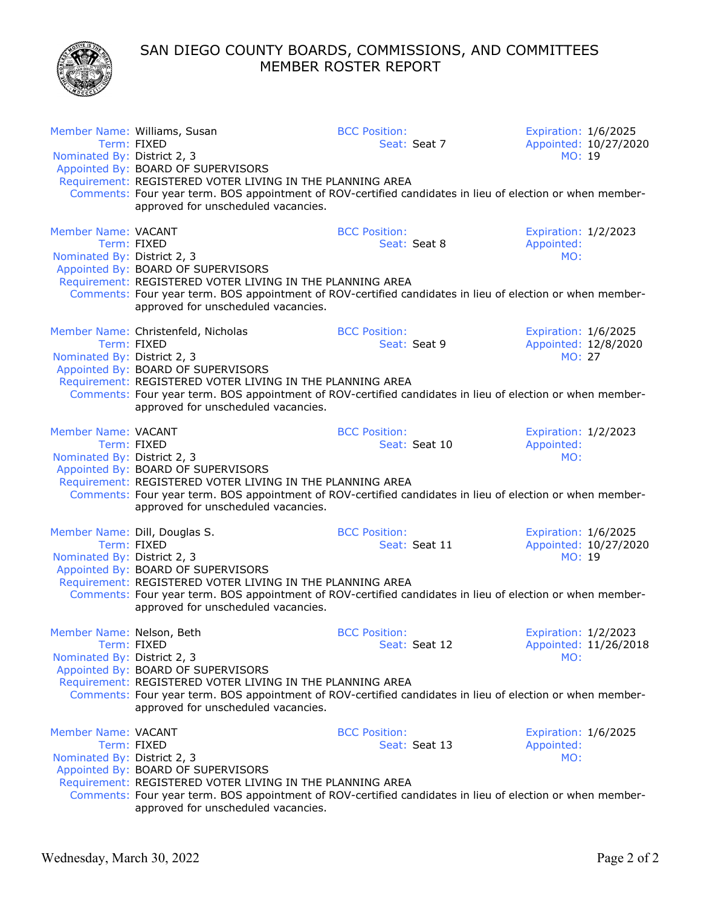# SAN DIEGO COUNTY BOARDS, COMMISSIONS, AND COMMITTEES MEMBER ROSTER REPORT

**Member Name:** Williams, Susan
**BCC Position:**
**Expiration:** 1/6/2025
**Term:** FIXED
**Seat:** Seat 7
**Appointed:** 10/27/2020
**Nominated By:** District 2, 3
**MO:** 19
**Appointed By:** BOARD OF SUPERVISORS
**Requirement:** REGISTERED VOTER LIVING IN THE PLANNING AREA
**Comments:** Four year term. BOS appointment of ROV-certified candidates in lieu of election or when member-approved for unscheduled vacancies.

**Member Name:** VACANT
**BCC Position:**
**Expiration:** 1/2/2023
**Term:** FIXED
**Seat:** Seat 8
**Appointed:**
**Nominated By:** District 2, 3
**MO:**
**Appointed By:** BOARD OF SUPERVISORS
**Requirement:** REGISTERED VOTER LIVING IN THE PLANNING AREA
**Comments:** Four year term. BOS appointment of ROV-certified candidates in lieu of election or when member-approved for unscheduled vacancies.

**Member Name:** Christenfeld, Nicholas
**BCC Position:**
**Expiration:** 1/6/2025
**Term:** FIXED
**Seat:** Seat 9
**Appointed:** 12/8/2020
**Nominated By:** District 2, 3
**MO:** 27
**Appointed By:** BOARD OF SUPERVISORS
**Requirement:** REGISTERED VOTER LIVING IN THE PLANNING AREA
**Comments:** Four year term. BOS appointment of ROV-certified candidates in lieu of election or when member-approved for unscheduled vacancies.

**Member Name:** VACANT
**BCC Position:**
**Expiration:** 1/2/2023
**Term:** FIXED
**Seat:** Seat 10
**Appointed:**
**Nominated By:** District 2, 3
**MO:**
**Appointed By:** BOARD OF SUPERVISORS
**Requirement:** REGISTERED VOTER LIVING IN THE PLANNING AREA
**Comments:** Four year term. BOS appointment of ROV-certified candidates in lieu of election or when member-approved for unscheduled vacancies.

**Member Name:** Dill, Douglas S.
**BCC Position:**
**Expiration:** 1/6/2025
**Term:** FIXED
**Seat:** Seat 11
**Appointed:** 10/27/2020
**Nominated By:** District 2, 3
**MO:** 19
**Appointed By:** BOARD OF SUPERVISORS
**Requirement:** REGISTERED VOTER LIVING IN THE PLANNING AREA
**Comments:** Four year term. BOS appointment of ROV-certified candidates in lieu of election or when member-approved for unscheduled vacancies.

**Member Name:** Nelson, Beth
**BCC Position:**
**Expiration:** 1/2/2023
**Term:** FIXED
**Seat:** Seat 12
**Appointed:** 11/26/2018
**Nominated By:** District 2, 3
**MO:**
**Appointed By:** BOARD OF SUPERVISORS
**Requirement:** REGISTERED VOTER LIVING IN THE PLANNING AREA
**Comments:** Four year term. BOS appointment of ROV-certified candidates in lieu of election or when member-approved for unscheduled vacancies.

**Member Name:** VACANT
**BCC Position:**
**Expiration:** 1/6/2025
**Term:** FIXED
**Seat:** Seat 13
**Appointed:**
**Nominated By:** District 2, 3
**MO:**
**Appointed By:** BOARD OF SUPERVISORS
**Requirement:** REGISTERED VOTER LIVING IN THE PLANNING AREA
**Comments:** Four year term. BOS appointment of ROV-certified candidates in lieu of election or when member-approved for unscheduled vacancies.

Wednesday, March 30, 2022